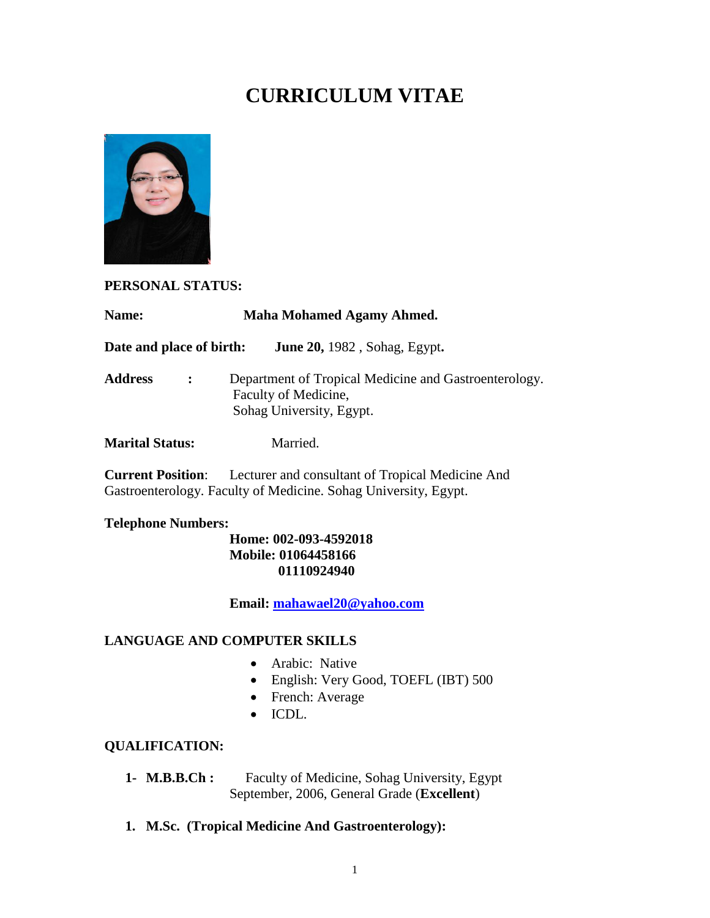# CURRICULUM VITAE

**PERSONAL STATUS:**

**Name:** **Maha Mohamed Agamy Ahmed.**

**Date and place of birth:** **June 20,** 1982 , Sohag, Egypt**.**

**Address :** Department of Tropical Medicine and Gastroenterology.
Faculty of Medicine,
Sohag University, Egypt.

**Marital Status:** Married.

**Current Position**: Lecturer and consultant of Tropical Medicine And Gastroenterology. Faculty of Medicine. Sohag University, Egypt.

**Telephone Numbers:**

**Home: 002-093-4592018**
**Mobile: 01064458166**
**01110924940**

**Email: mahawael20@yahoo.com**

**LANGUAGE AND COMPUTER SKILLS**

- Arabic: Native
- English: Very Good, TOEFL (IBT) 500
- French: Average
- ICDL.

**QUALIFICATION:**

1- **M.B.B.Ch :** Faculty of Medicine, Sohag University, Egypt
September, 2006, General Grade (**Excellent**)

1. **M.Sc. (Tropical Medicine And Gastroenterology):**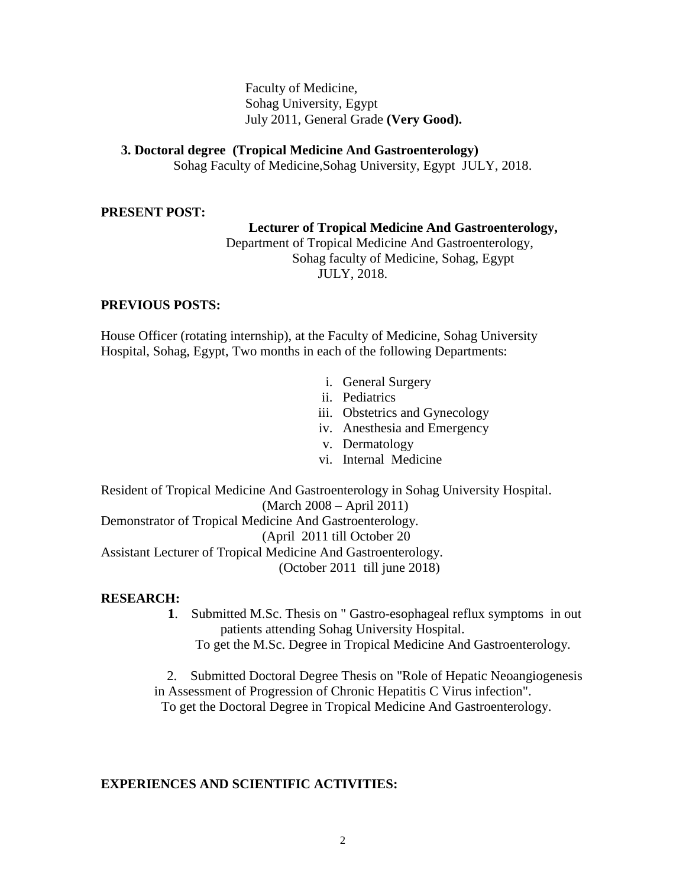Faculty of Medicine,
Sohag University, Egypt
July 2011, General Grade **(Very Good).**

**3. Doctoral degree (Tropical Medicine And Gastroenterology)**
Sohag Faculty of Medicine,Sohag University, Egypt JULY, 2018.

**PRESENT POST:**

**Lecturer of Tropical Medicine And Gastroenterology,**
Department of Tropical Medicine And Gastroenterology,
Sohag faculty of Medicine, Sohag, Egypt
JULY, 2018.

**PREVIOUS POSTS:**

House Officer (rotating internship), at the Faculty of Medicine, Sohag University Hospital, Sohag, Egypt, Two months in each of the following Departments:

i. General Surgery
ii. Pediatrics
iii. Obstetrics and Gynecology
iv. Anesthesia and Emergency
v. Dermatology
vi. Internal Medicine

Resident of Tropical Medicine And Gastroenterology in Sohag University Hospital.
(March 2008 – April 2011)
Demonstrator of Tropical Medicine And Gastroenterology.
(April 2011 till October 20
Assistant Lecturer of Tropical Medicine And Gastroenterology.
(October 2011 till june 2018)

**RESEARCH:**

**1**. Submitted M.Sc. Thesis on " Gastro-esophageal reflux symptoms in out patients attending Sohag University Hospital.
To get the M.Sc. Degree in Tropical Medicine And Gastroenterology.

2. Submitted Doctoral Degree Thesis on "Role of Hepatic Neoangiogenesis in Assessment of Progression of Chronic Hepatitis C Virus infection".
To get the Doctoral Degree in Tropical Medicine And Gastroenterology.

**EXPERIENCES AND SCIENTIFIC ACTIVITIES:**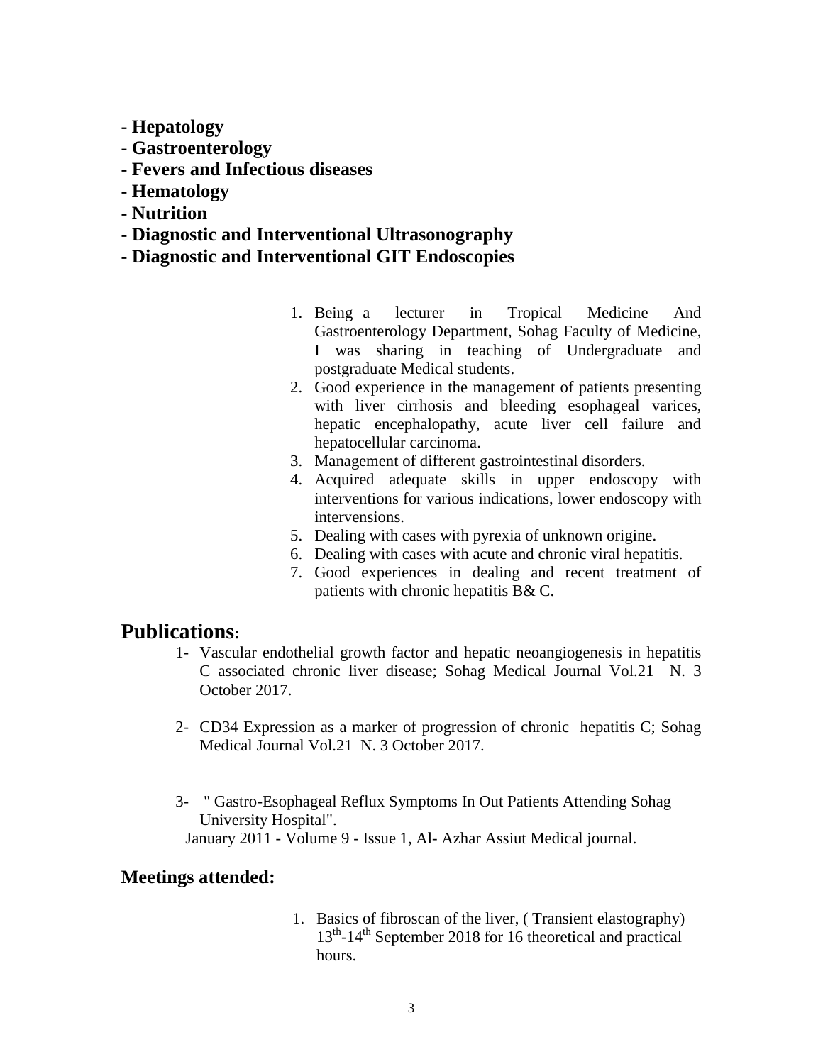- **Hepatology**
- **Gastroenterology**
- **Fevers and Infectious diseases**
- **Hematology**
- **Nutrition**
- **Diagnostic and Interventional Ultrasonography**
- **Diagnostic and Interventional GIT Endoscopies**

1. Being a lecturer in Tropical Medicine And Gastroenterology Department, Sohag Faculty of Medicine, I was sharing in teaching of Undergraduate and postgraduate Medical students.
2. Good experience in the management of patients presenting with liver cirrhosis and bleeding esophageal varices, hepatic encephalopathy, acute liver cell failure and hepatocellular carcinoma.
3. Management of different gastrointestinal disorders.
4. Acquired adequate skills in upper endoscopy with interventions for various indications, lower endoscopy with intervensions.
5. Dealing with cases with pyrexia of unknown origine.
6. Dealing with cases with acute and chronic viral hepatitis.
7. Good experiences in dealing and recent treatment of patients with chronic hepatitis B& C.

## Publications:

1- Vascular endothelial growth factor and hepatic neoangiogenesis in hepatitis C associated chronic liver disease; Sohag Medical Journal Vol.21 N. 3 October 2017.

2- CD34 Expression as a marker of progression of chronic hepatitis C; Sohag Medical Journal Vol.21 N. 3 October 2017.

3- " Gastro-Esophageal Reflux Symptoms In Out Patients Attending Sohag University Hospital".
January 2011 - Volume 9 - Issue 1, Al- Azhar Assiut Medical journal.

## Meetings attended:

1. Basics of fibroscan of the liver, ( Transient elastography) 13th-14th September 2018 for 16 theoretical and practical hours.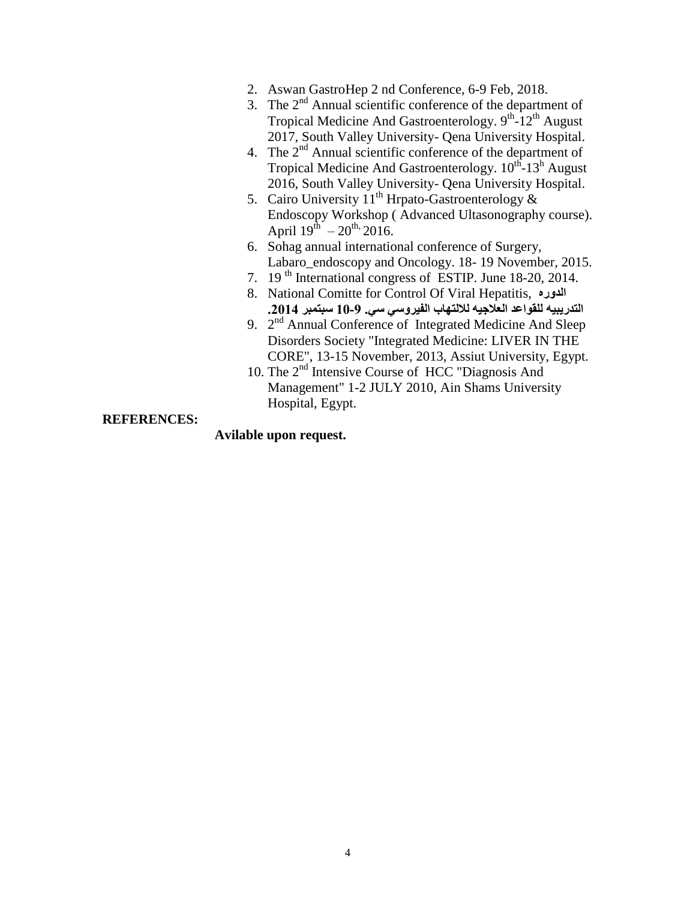2. Aswan GastroHep 2 nd Conference, 6-9 Feb, 2018.
3. The $2^{nd}$ Annual scientific conference of the department of Tropical Medicine And Gastroenterology. $9^{th}$-$12^{th}$ August 2017, South Valley University- Qena University Hospital.
4. The $2^{nd}$ Annual scientific conference of the department of Tropical Medicine And Gastroenterology. $10^{th}$-$13^{h}$ August 2016, South Valley University- Qena University Hospital.
5. Cairo University $11^{th}$ Hrpato-Gastroenterology & Endoscopy Workshop ( Advanced Ultasonography course). April $19^{th}$ – $20^{th,}$ 2016.
6. Sohag annual international conference of Surgery, Labaro_endoscopy and Oncology. 18- 19 November, 2015.
7. 19 $^{th}$ International congress of ESTIP. June 18-20, 2014.
8. National Comitte for Control Of Viral Hepatitis, **الدوره التدريبيه للقواعد العلاجيه للالتهاب الفيروسي سي. 9-10 سبتمبر 2014.**
9. $2^{nd}$ Annual Conference of Integrated Medicine And Sleep Disorders Society "Integrated Medicine: LIVER IN THE CORE", 13-15 November, 2013, Assiut University, Egypt.
10. The $2^{nd}$ Intensive Course of HCC "Diagnosis And Management" 1-2 JULY 2010, Ain Shams University Hospital, Egypt.

**REFERENCES:**

**Avilable upon request.**